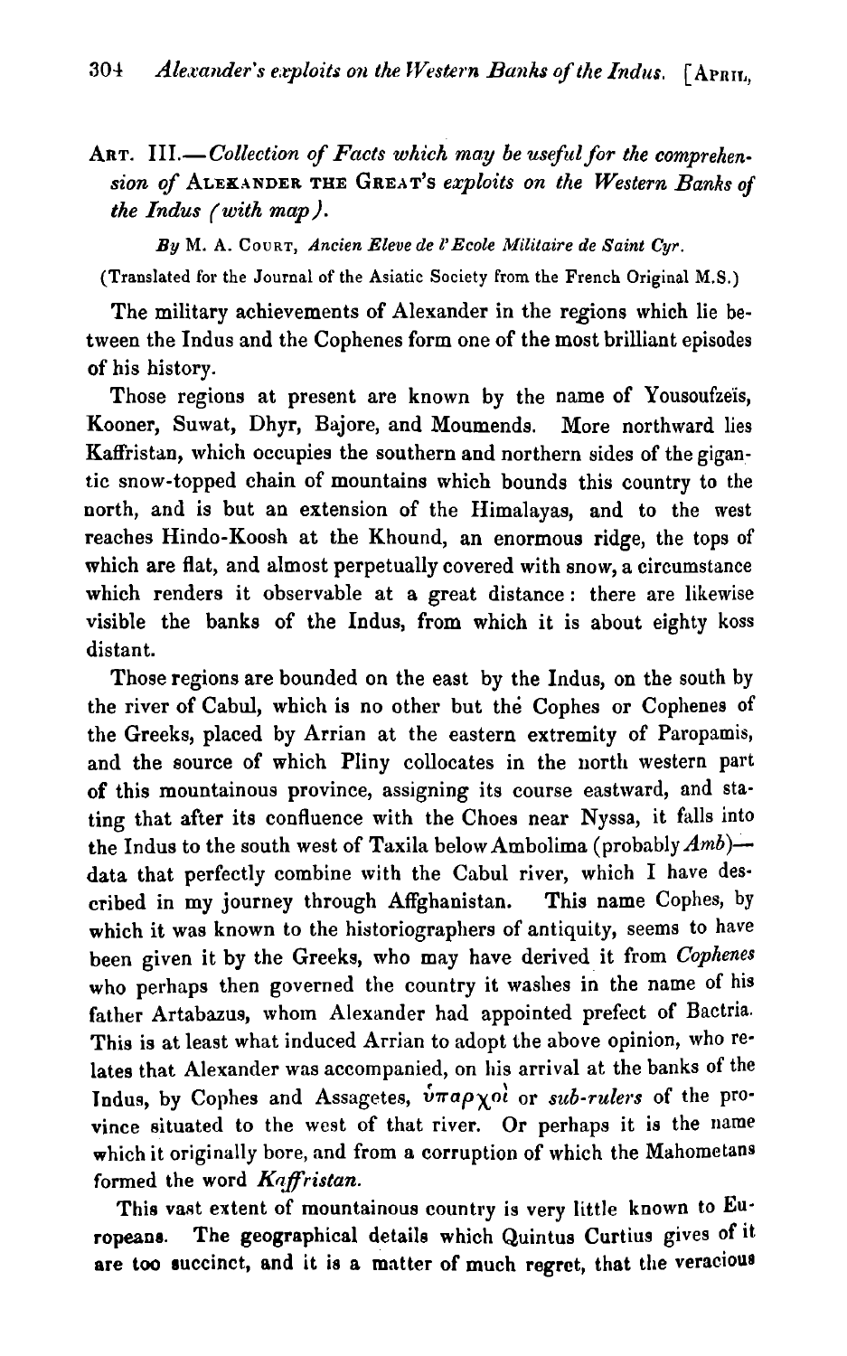## ART. III.—*Collection of Facts which may be useful for the comprehension of* ALEXANDER THE GREAT'S *exploits on the Western Banks of the Indus (with map).*

*By* M. A. COURT, *Ancien Eleve de l'Ecole Militaire de Saint Cyr.*

(Translated for the Journal of the Asiatic Society from the French Original M.S.)

The military achievements of Alexander in the regions which lie between the Indus and the Cophenes form one of the most brilliant episodes of his history.

Those regions at present are known by the name of Yousoufzeïs, Kooner, Suwat, Dhyr, Bajore, and Moumends. More northward lies Kaffristan, which occupies the southern and northern sides of the gigantic snow-topped chain of mountains which bounds this country to the north, and is but an extension of the Himalayas, and to the west reaches Hindo-Koosh at the Khound, an enormous ridge, the tops of which are flat, and almost perpetually covered with snow, a circumstance which renders it observable at a great distance: there are likewise visible the banks of the Indus, from which it is about eighty koss distant.

Those regions are bounded on the east by the Indus, on the south by the river of Cabul, which is no other but thė Cophes or Cophenes of the Greeks, placed by Arrian at the eastern extremity of Paropamis, and the source of which Pliny collocates in the north western part of this mountainous province, assigning its course eastward, and stating that after its confluence with the Choes near Nyssa, it falls into the Indus to the south west of Taxila below Ambolima (probably *Amb*)—data that perfectly combine with the Cabul river, which I have described in my journey through Affghanistan. This name Cophes, by which it was known to the historiographers of antiquity, seems to have been given it by the Greeks, who may have derived it from *Cophenes* who perhaps then governed the country it washes in the name of his father Artabazus, whom Alexander had appointed prefect of Bactria. This is at least what induced Arrian to adopt the above opinion, who relates that Alexander was accompanied, on his arrival at the banks of the Indus, by Cophes and Assagetes, ὕπαρχοὶ or *sub-rulers* of the province situated to the west of that river. Or perhaps it is the name which it originally bore, and from a corruption of which the Mahometans formed the word *Kaffristan.*

This vast extent of mountainous country is very little known to Europeans. The geographical details which Quintus Curtius gives of it are too succinct, and it is a matter of much regret, that the veracious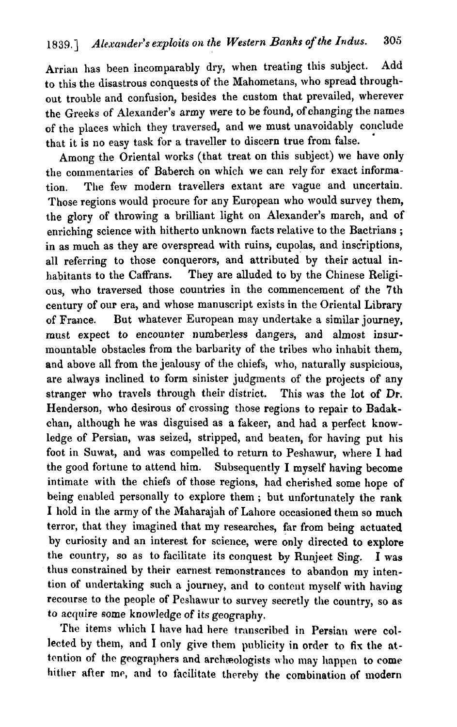Arrian has been incomparably dry, when treating this subject. Add to this the disastrous conquests of the Mahometans, who spread throughout trouble and confusion, besides the custom that prevailed, wherever the Greeks of Alexander's army were to be found, of changing the names of the places which they traversed, and we must unavoidably conclude that it is no easy task for a traveller to discern true from false.

Among the Oriental works (that treat on this subject) we have only the commentaries of Baberch on which we can rely for exact information. The few modern travellers extant are vague and uncertain. Those regions would procure for any European who would survey them, the glory of throwing a brilliant light on Alexander's march, and of enriching science with hitherto unknown facts relative to the Bactrians; in as much as they are overspread with ruins, cupolas, and inscriptions, all referring to those conquerors, and attributed by their actual inhabitants to the Caffrans. They are alluded to by the Chinese Religious, who traversed those countries in the commencement of the 7th century of our era, and whose manuscript exists in the Oriental Library of France. But whatever European may undertake a similar journey, must expect to encounter numberless dangers, and almost insurmountable obstacles from the barbarity of the tribes who inhabit them, and above all from the jealousy of the chiefs, who, naturally suspicious, are always inclined to form sinister judgments of the projects of any stranger who travels through their district. This was the lot of Dr. Henderson, who desirous of crossing those regions to repair to Badakchan, although he was disguised as a fakeer, and had a perfect knowledge of Persian, was seized, stripped, and beaten, for having put his foot in Suwat, and was compelled to return to Peshawur, where I had the good fortune to attend him. Subsequently I myself having become intimate with the chiefs of those regions, had cherished some hope of being enabled personally to explore them; but unfortunately the rank I hold in the army of the Maharajah of Lahore occasioned them so much terror, that they imagined that my researches, far from being actuated by curiosity and an interest for science, were only directed to explore the country, so as to facilitate its conquest by Runjeet Sing. I was thus constrained by their earnest remonstrances to abandon my intention of undertaking such a journey, and to content myself with having recourse to the people of Peshawur to survey secretly the country, so as to acquire some knowledge of its geography.

The items which I have had here transcribed in Persian were collected by them, and I only give them publicity in order to fix the attention of the geographers and archæologists who may happen to come hither after me, and to facilitate thereby the combination of modern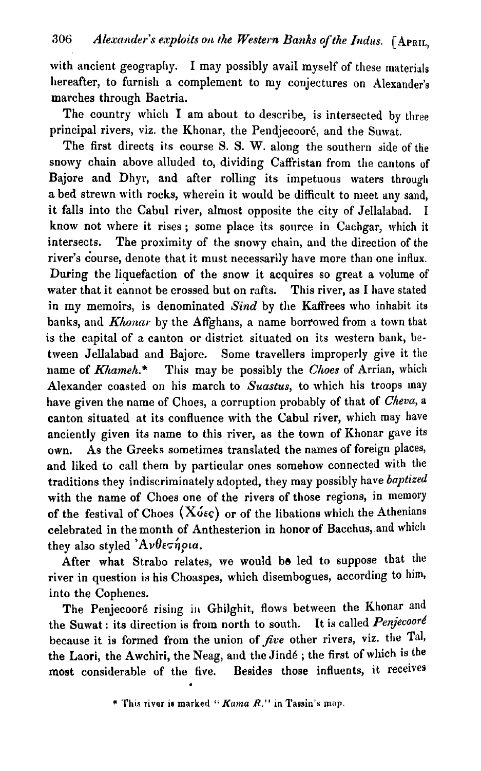with ancient geography. I may possibly avail myself of these materials hereafter, to furnish a complement to my conjectures on Alexander's marches through Bactria.

The country which I am about to describe, is intersected by three principal rivers, viz. the Khonar, the Pendjecooré, and the Suwat.

The first directs its course S. S. W. along the southern side of the snowy chain above alluded to, dividing Caffristan from the cantons of Bajore and Dhyr, and after rolling its impetuous waters through a bed strewn with rocks, wherein it would be difficult to meet any sand, it falls into the Cabul river, almost opposite the city of Jellalabad. I know not where it rises; some place its source in Cachgar, which it intersects. The proximity of the snowy chain, and the direction of the river's course, denote that it must necessarily have more than one influx. During the liquefaction of the snow it acquires so great a volume of water that it cannot be crossed but on rafts. This river, as I have stated in my memoirs, is denominated *Sind* by the Kaffrees who inhabit its banks, and *Khonar* by the Affghans, a name borrowed from a town that is the capital of a canton or district situated on its western bank, between Jellalabad and Bajore. Some travellers improperly give it the name of *Khameh.** This may be possibly the *Choes* of Arrian, which Alexander coasted on his march to *Suastus*, to which his troops may have given the name of Choes, a corruption probably of that of *Cheva*, a canton situated at its confluence with the Cabul river, which may have anciently given its name to this river, as the town of Khonar gave its own. As the Greeks sometimes translated the names of foreign places, and liked to call them by particular ones somehow connected with the traditions they indiscriminately adopted, they may possibly have *baptized* with the name of Choes one of the rivers of those regions, in memory of the festival of Choes (Χόες) or of the libations which the Athenians celebrated in the month of Anthesterion in honor of Bacchus, and which they also styled Ἀνθεστήρια.

After what Strabo relates, we would be led to suppose that the river in question is his Choaspes, which disembogues, according to him, into the Cophenes.

The Penjecooré rising in Ghilghit, flows between the Khonar and the Suwat: its direction is from north to south. It is called *Penjecooré* because it is formed from the union of *five* other rivers, viz. the Tal, the Laori, the Awchiri, the Neag, and the Jindé; the first of which is the most considerable of the five. Besides those influents, it receives

* This river is marked "*Kama R.*" in Tassin's map.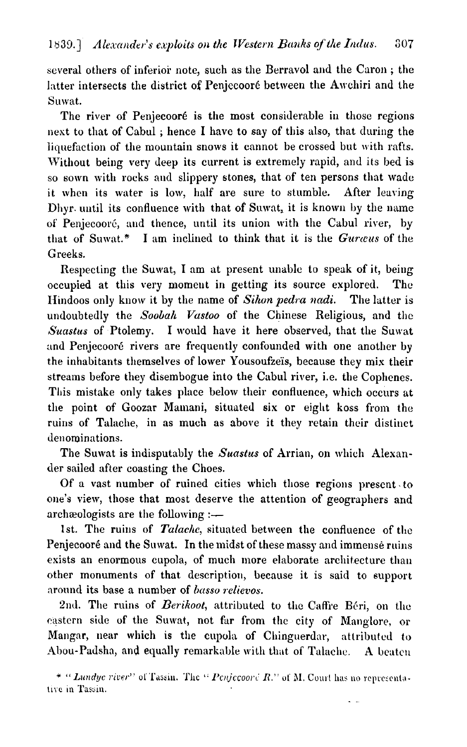several others of inferior note, such as the Berravol and the Caron ; the latter intersects the district of Penjecooré between the Awchiri and the Suwat.

The river of Penjecooré is the most considerable in those regions next to that of Cabul ; hence I have to say of this also, that during the liquefaction of the mountain snows it cannot be crossed but with rafts. Without being very deep its current is extremely rapid, and its bed is so sown with rocks and slippery stones, that of ten persons that wade it when its water is low, half are sure to stumble. After leaving Dhyr until its confluence with that of Suwat, it is known by the name of Penjecooré, and thence, until its union with the Cabul river, by that of Suwat.* I am inclined to think that it is the *Guræus* of the Greeks.

Respecting the Suwat, I am at present unable to speak of it, being occupied at this very moment in getting its source explored. The Hindoos only know it by the name of *Sihon pedra nadi.* The latter is undoubtedly the *Soobah Vastoo* of the Chinese Religious, and the *Suastus* of Ptolemy. I would have it here observed, that the Suwat and Penjecooré rivers are frequently confounded with one another by the inhabitants themselves of lower Yousoufzeïs, because they mix their streams before they disembogue into the Cabul river, i.e. the Cophenes. This mistake only takes place below their confluence, which occurs at the point of Goozar Mamani, situated six or eight koss from the ruins of Talache, in as much as above it they retain their distinct denominations.

The Suwat is indisputably the *Suastus* of Arrian, on which Alexander sailed after coasting the Choes.

Of a vast number of ruined cities which those regions present to one's view, those that most deserve the attention of geographers and archæologists are the following :—

1st. The ruins of *Talache*, situated between the confluence of the Penjecooré and the Suwat. In the midst of these massy and immense ruins exists an enormous cupola, of much more elaborate architecture than other monuments of that description, because it is said to support around its base a number of *basso relievos.*

2nd. The ruins of *Berikoot*, attributed to the Caffre Béri, on the eastern side of the Suwat, not far from the city of Manglore, or Mangar, near which is the cupola of Chinguerdar, attributed to Abou-Padsha, and equally remarkable with that of Talache. A beaten

\* "*Lundye river*" of Tassin. The "*Penjecooré R.*" of M. Court has no representative in Tassin.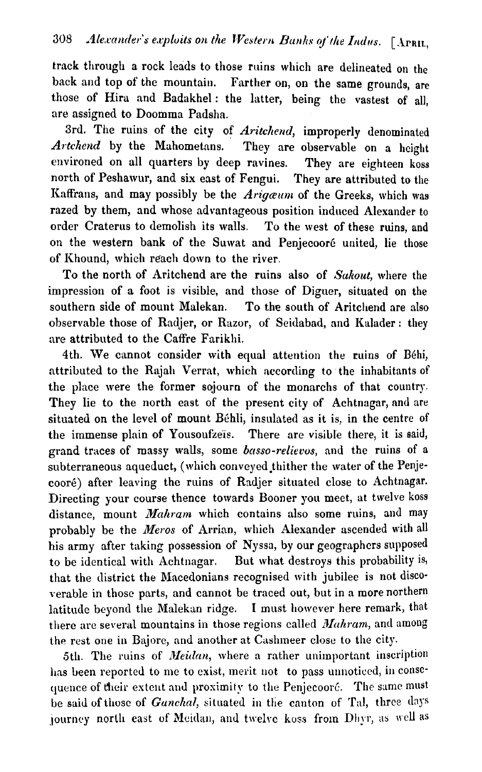track through a rock leads to those ruins which are delineated on the back and top of the mountain. Farther on, on the same grounds, are those of Hira and Badakhel: the latter, being the vastest of all, are assigned to Doomma Padsha.

3rd. The ruins of the city of *Aritchend*, improperly denominated *Artchend* by the Mahometans. They are observable on a height environed on all quarters by deep ravines. They are eighteen koss north of Peshawur, and six east of Fengui. They are attributed to the Kaffrans, and may possibly be the *Arigæum* of the Greeks, which was razed by them, and whose advantageous position induced Alexander to order Craterus to demolish its walls. To the west of these ruins, and on the western bank of the Suwat and Penjecooré united, lie those of Khound, which reach down to the river.

To the north of Aritchend are the ruins also of *Sakout*, where the impression of a foot is visible, and those of Diguer, situated on the southern side of mount Malekan. To the south of Aritchend are also observable those of Radjer, or Razor, of Seidabad, and Kalader: they are attributed to the Caffre Farikhi.

4th. We cannot consider with equal attention the ruins of Béhi, attributed to the Rajah Verrat, which according to the inhabitants of the place were the former sojourn of the monarchs of that country. They lie to the north east of the present city of Achtnagar, and are situated on the level of mount Béhli, insulated as it is, in the centre of the immense plain of Yousoufzeïs. There are visible there, it is said, grand traces of massy walls, some *basso-relievos*, and the ruins of a subterraneous aqueduct, (which conveyed thither the water of the Penjecooré) after leaving the ruins of Radjer situated close to Achtnagar. Directing your course thence towards Booner you meet, at twelve koss distance, mount *Mahram* which contains also some ruins, and may probably be the *Meros* of Arrian, which Alexander ascended with all his army after taking possession of Nyssa, by our geographers supposed to be identical with Achtnagar. But what destroys this probability is, that the district the Macedonians recognised with jubilee is not discoverable in those parts, and cannot be traced out, but in a more northern latitude beyond the Malekan ridge. I must however here remark, that there are several mountains in those regions called *Mahram*, and among the rest one in Bajore, and another at Cashmeer close to the city.

5th. The ruins of *Meidan*, where a rather unimportant inscription has been reported to me to exist, merit not to pass unnoticed, in consequence of their extent and proximity to the Penjecooré. The same must be said of those of *Ganchal*, situated in the canton of Tal, three days journey north east of Meidan, and twelve koss from Dhyr, as well as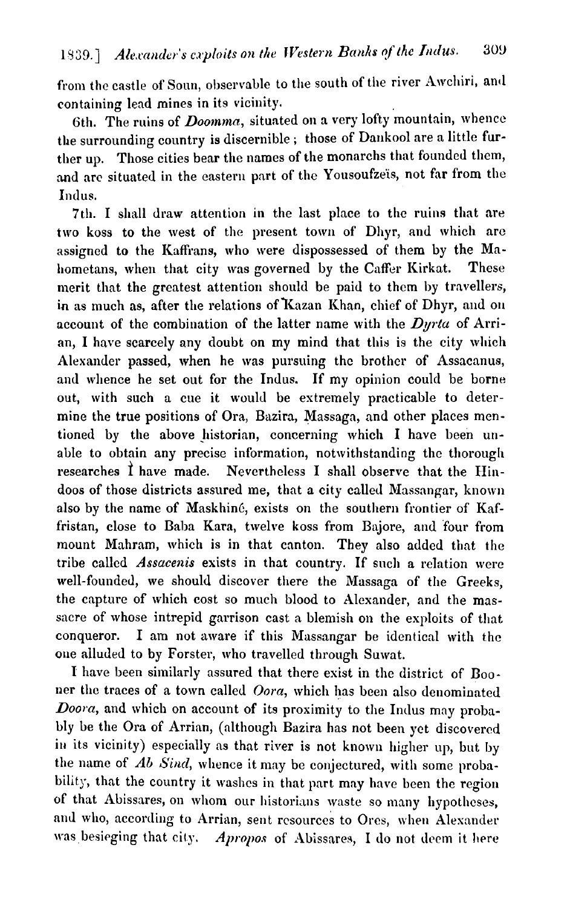from the castle of Soun, observable to the south of the river Awchiri, and containing lead mines in its vicinity.

6th. The ruins of *Doomma*, situated on a very lofty mountain, whence the surrounding country is discernible; those of Dankool are a little further up. Those cities bear the names of the monarchs that founded them, and are situated in the eastern part of the Yousoufzeïs, not far from the Indus.

7th. I shall draw attention in the last place to the ruins that are two koss to the west of the present town of Dhyr, and which are assigned to the Kaffrans, who were dispossessed of them by the Mahometans, when that city was governed by the Caffer Kirkat. These merit that the greatest attention should be paid to them by travellers, in as much as, after the relations of Kazan Khan, chief of Dhyr, and on account of the combination of the latter name with the *Dyrta* of Arrian, I have scarcely any doubt on my mind that this is the city which Alexander passed, when he was pursuing the brother of Assacanus, and whence he set out for the Indus. If my opinion could be borne out, with such a cue it would be extremely practicable to determine the true positions of Ora, Bazira, Massaga, and other places mentioned by the above historian, concerning which I have been unable to obtain any precise information, notwithstanding the thorough researches I have made. Nevertheless I shall observe that the Hindoos of those districts assured me, that a city called Massangar, known also by the name of Maskhinë, exists on the southern frontier of Kaffristan, close to Baba Kara, twelve koss from Bajore, and four from mount Mahram, which is in that canton. They also added that the tribe called *Assacenis* exists in that country. If such a relation were well-founded, we should discover there the Massaga of the Greeks, the capture of which cost so much blood to Alexander, and the massacre of whose intrepid garrison cast a blemish on the exploits of that conqueror. I am not aware if this Massangar be identical with the one alluded to by Forster, who travelled through Suwat.

I have been similarly assured that there exist in the district of Booner the traces of a town called *Oora*, which has been also denominated *Doora*, and which on account of its proximity to the Indus may probably be the Ora of Arrian, (although Bazira has not been yet discovered in its vicinity) especially as that river is not known higher up, but by the name of *Ab Sind*, whence it may be conjectured, with some probability, that the country it washes in that part may have been the region of that Abissares, on whom our historians waste so many hypotheses, and who, according to Arrian, sent resources to Ores, when Alexander was besieging that city. *Apropos* of Abissares, I do not deem it here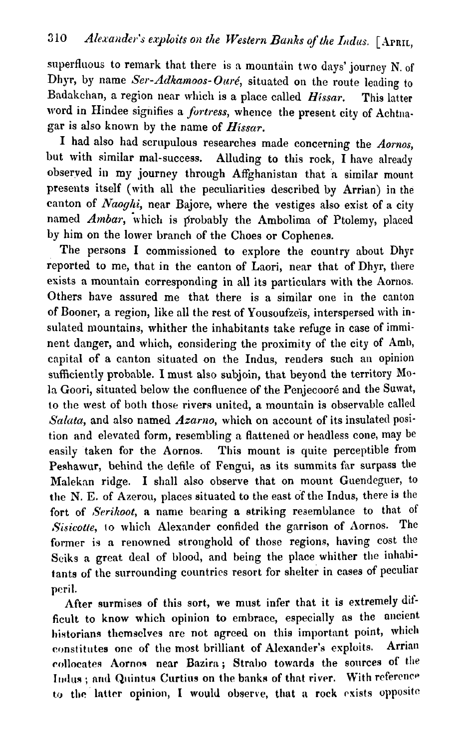superfluous to remark that there is a mountain two days' journey N. of Dhyr, by name *Ser-Adkamoos-Ouré*, situated on the route leading to Badakchan, a region near which is a place called *Híssar*. This latter word in Hindee signifies a *fortress*, whence the present city of Achtnagar is also known by the name of *Híssar*.

I had also had scrupulous researches made concerning the *Aornos*, but with similar mal-success. Alluding to this rock, I have already observed in my journey through Affghanistan that a similar mount presents itself (with all the peculiarities described by Arrian) in the canton of *Naoghi*, near Bajore, where the vestiges also exist of a city named *Ambar*, which is probably the Ambolima of Ptolemy, placed by him on the lower branch of the Choes or Cophenes.

The persons I commissioned to explore the country about Dhyr reported to me, that in the canton of Laori, near that of Dhyr, there exists a mountain corresponding in all its particulars with the Aornos. Others have assured me that there is a similar one in the canton of Booner, a region, like all the rest of Yousoufzeïs, interspersed with insulated mountains, whither the inhabitants take refuge in case of imminent danger, and which, considering the proximity of the city of Amb, capital of a canton situated on the Indus, renders such an opinion sufficiently probable. I must also subjoin, that beyond the territory Mola Goori, situated below the confluence of the Penjecooré and the Suwat, to the west of both those rivers united, a mountain is observable called *Salata*, and also named *Azarno*, which on account of its insulated position and elevated form, resembling a flattened or headless cone, may be easily taken for the Aornos. This mount is quite perceptible from Peshawur, behind the defile of Fengui, as its summits far surpass the Malekan ridge. I shall also observe that on mount Guendeguer, to the N. E. of Azerou, places situated to the east of the Indus, there is the fort of *Serikoot*, a name bearing a striking resemblance to that of *Sisicotte*, to which Alexander confided the garrison of Aornos. The former is a renowned stronghold of those regions, having cost the Seiks a great deal of blood, and being the place whither the inhabitants of the surrounding countries resort for shelter in cases of peculiar peril.

After surmises of this sort, we must infer that it is extremely difficult to know which opinion to embrace, especially as the ancient historians themselves are not agreed on this important point, which constitutes one of the most brilliant of Alexander's exploits. Arrian collocates Aornos near Bazira; Strabo towards the sources of the Indus; and Quintus Curtius on the banks of that river. With reference to the latter opinion, I would observe, that a rock exists opposite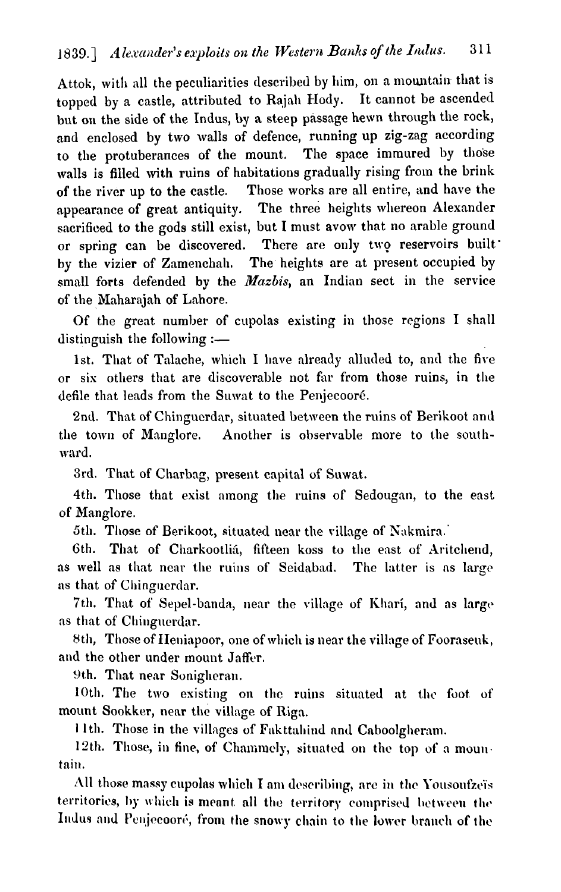Attok, with all the peculiarities described by him, on a mountain that is topped by a castle, attributed to Rajah Hody. It cannot be ascended but on the side of the Indus, by a steep passage hewn through the rock, and enclosed by two walls of defence, running up zig-zag according to the protuberances of the mount. The space immured by those walls is filled with ruins of habitations gradually rising from the brink of the river up to the castle. Those works are all entire, and have the appearance of great antiquity. The three heights whereon Alexander sacrificed to the gods still exist, but I must avow that no arable ground or spring can be discovered. There are only two reservoirs built by the vizier of Zamenchah. The heights are at present occupied by small forts defended by the *Mazbis*, an Indian sect in the service of the Maharajah of Lahore.

Of the great number of cupolas existing in those regions I shall distinguish the following :—

1st. That of Talache, which I have already alluded to, and the five or six others that are discoverable not far from those ruins, in the defile that leads from the Suwat to the Penjecooré.

2nd. That of Chinguerdar, situated between the ruins of Berikoot and the town of Manglore. Another is observable more to the southward.

3rd. That of Charbag, present capital of Suwat.

4th. Those that exist among the ruins of Sedougan, to the east of Manglore.

5th. Those of Berikoot, situated near the village of Nakmira.

6th. That of Charkootliá, fifteen koss to the east of Aritchend, as well as that near the ruins of Seidabad. The latter is as large as that of Chinguerdar.

7th. That of Sepel-banda, near the village of Kharí, and as large as that of Chinguerdar.

8th, Those of Heniapoor, one of which is near the village of Fooraseuk, and the other under mount Jaffer.

9th. That near Sonigheran.

10th. The two existing on the ruins situated at the foot of mount Sookker, near the village of Riga.

11th. Those in the villages of Fakttahind and Caboolgheram.

12th. Those, in fine, of Chammely, situated on the top of a mountain.

All those massy cupolas which I am describing, are in the Yousoufzeïs territories, by which is meant all the territory comprised between the Indus and Penjecooré, from the snowy chain to the lower branch of the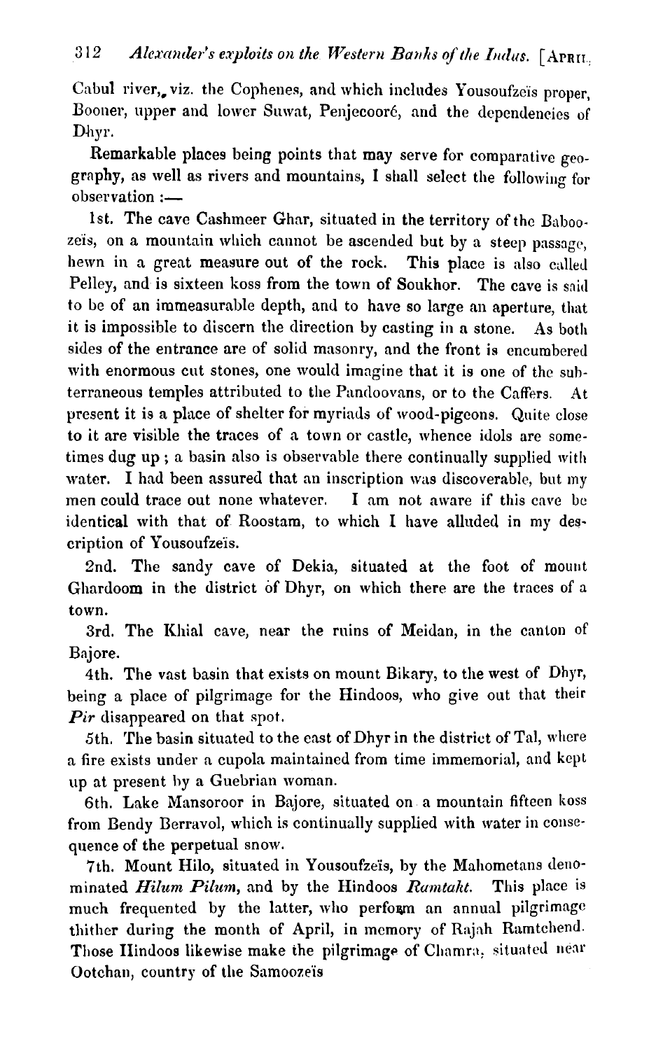Cabul river, viz. the Cophenes, and which includes Yousoufzeïs proper, Booner, upper and lower Suwat, Penjecooré, and the dependencies of Dhyr.

Remarkable places being points that may serve for comparative geography, as well as rivers and mountains, I shall select the following for observation :—

1st. The cave Cashmeer Ghar, situated in the territory of the Baboozeïs, on a mountain which cannot be ascended but by a steep passage, hewn in a great measure out of the rock. This place is also called Pelley, and is sixteen koss from the town of Soukhor. The cave is said to be of an immeasurable depth, and to have so large an aperture, that it is impossible to discern the direction by casting in a stone. As both sides of the entrance are of solid masonry, and the front is encumbered with enormous cut stones, one would imagine that it is one of the subterraneous temples attributed to the Pandoovans, or to the Caffers. At present it is a place of shelter for myriads of wood-pigeons. Quite close to it are visible the traces of a town or castle, whence idols are sometimes dug up; a basin also is observable there continually supplied with water. I had been assured that an inscription was discoverable, but my men could trace out none whatever. I am not aware if this cave be identical with that of Roostam, to which I have alluded in my description of Yousoufzeïs.

2nd. The sandy cave of Dekia, situated at the foot of mount Ghardoom in the district of Dhyr, on which there are the traces of a town.

3rd. The Khial cave, near the ruins of Meidan, in the canton of Bajore.

4th. The vast basin that exists on mount Bikary, to the west of Dhyr, being a place of pilgrimage for the Hindoos, who give out that their *Pir* disappeared on that spot.

5th. The basin situated to the east of Dhyr in the district of Tal, where a fire exists under a cupola maintained from time immemorial, and kept up at present by a Guebrian woman.

6th. Lake Mansoroor in Bajore, situated on a mountain fifteen koss from Bendy Berravol, which is continually supplied with water in consequence of the perpetual snow.

7th. Mount Hilo, situated in Yousoufzeïs, by the Mahometans denominated *Hilum Pilum*, and by the Hindoos *Ramtakt*. This place is much frequented by the latter, who perform an annual pilgrimage thither during the month of April, in memory of Rajah Ramtchend. Those Hindoos likewise make the pilgrimage of Chamra, situated near Ootchan, country of the Samoozeïs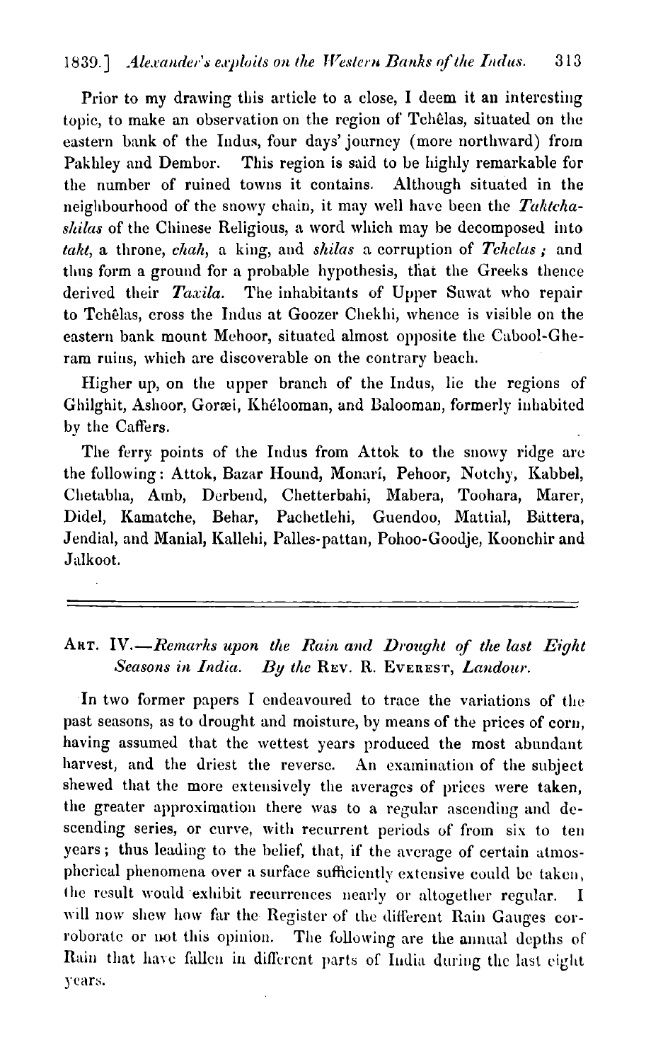Prior to my drawing this article to a close, I deem it an interesting topic, to make an observation on the region of Tchêlas, situated on the eastern bank of the Indus, four days' journey (more northward) from Pakhley and Dembor. This region is said to be highly remarkable for the number of ruined towns it contains. Although situated in the neighbourhood of the snowy chain, it may well have been the *Taktcha-shilas* of the Chinese Religious, a word which may be decomposed into *takt*, a throne, *chah*, a king, and *shilas* a corruption of *Tchelas;* and thus form a ground for a probable hypothesis, that the Greeks thence derived their *Taxila*. The inhabitants of Upper Suwat who repair to Tchêlas, cross the Indus at Goozer Chekhi, whence is visible on the eastern bank mount Mehoor, situated almost opposite the Cabool-Gheram ruins, which are discoverable on the contrary beach.

Higher up, on the upper branch of the Indus, lie the regions of Ghilghit, Ashoor, Goræi, Khélooman, and Balooman, formerly inhabited by the Caffers.

The ferry points of the Indus from Attok to the snowy ridge are the following: Attok, Bazar Hound, Monarí, Pehoor, Notchy, Kabbel, Chetabha, Amb, Derbend, Chetterbahi, Mabera, Toohara, Marer, Didel, Kamatche, Behar, Pachetlehi, Guendoo, Mattial, Bàttera, Jendial, and Manial, Kallehi, Palles-pattan, Pohoo-Goodje, Koonchir and Jalkoot.

---

## ART. IV.—*Remarks upon the Rain and Drought of the last Eight Seasons in India. By the* REV. R. EVEREST, *Landour.*

In two former papers I endeavoured to trace the variations of the past seasons, as to drought and moisture, by means of the prices of corn, having assumed that the wettest years produced the most abundant harvest, and the driest the reverse. An examination of the subject shewed that the more extensively the averages of prices were taken, the greater approximation there was to a regular ascending and descending series, or curve, with recurrent periods of from six to ten years; thus leading to the belief, that, if the average of certain atmospherical phenomena over a surface sufficiently extensive could be taken, the result would exhibit recurrences nearly or altogether regular. I will now shew how far the Register of the different Rain Gauges corroborate or not this opinion. The following are the annual depths of Rain that have fallen in different parts of India during the last eight years.